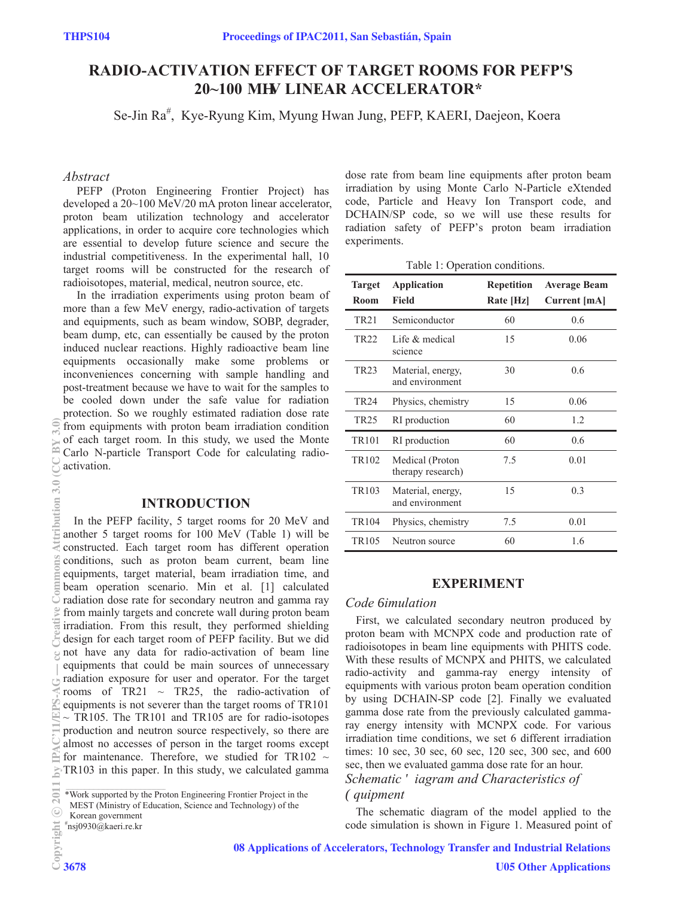# RADIO-ACTIVATION EFFECT OF TARGET ROOMS FOR PEFP'S 20~100 MEV LINEAR ACCELERATOR*

Se-Jin Ra#, Kye-Ryung Kim, Myung Hwan Jung, PEFP, KAERI, Daejeon, Koera

## Abstract

PEFP (Proton Engineering Frontier Project) has developed a 20~100 MeV/20 mA proton linear accelerator, proton beam utilization technology and accelerator applications, in order to acquire core technologies which are essential to develop future science and secure the industrial competitiveness. In the experimental hall, 10 target rooms will be constructed for the research of radioisotopes, material, medical, neutron source, etc.

In the irradiation experiments using proton beam of more than a few MeV energy, radio-activation of targets and equipments, such as beam window, SOBP, degrader, beam dump, etc, can essentially be caused by the proton induced nuclear reactions. Highly radioactive beam line equipments occasionally make some problems or inconveniences concerning with sample handling and post-treatment because we have to wait for the samples to be cooled down under the safe value for radiation protection. So we roughly estimated radiation dose rate from equipments with proton beam irradiation condition of each target room. In this study, we used the Monte Carlo N-particle Transport Code for calculating radio-activation.

## INTRODUCTION

In the PEFP facility, 5 target rooms for 20 MeV and another 5 target rooms for 100 MeV (Table 1) will be constructed. Each target room has different operation conditions, such as proton beam current, beam line equipments, target material, beam irradiation time, and beam operation scenario. Min et al. [1] calculated radiation dose rate for secondary neutron and gamma ray from mainly targets and concrete wall during proton beam irradiation. From this result, they performed shielding design for each target room of PEFP facility. But we did not have any data for radio-activation of beam line equipments that could be main sources of unnecessary radiation exposure for user and operator. For the target rooms of TR21 ~ TR25, the radio-activation of equipments is not severer than the target rooms of TR101 ~ TR105. The TR101 and TR105 are for radio-isotopes production and neutron source respectively, so there are almost no accesses of person in the target rooms except for maintenance. Therefore, we studied for TR102 ~ TR103 in this paper. In this study, we calculated gamma dose rate from beam line equipments after proton beam irradiation by using Monte Carlo N-Particle eXtended code, Particle and Heavy Ion Transport code, and DCHAIN/SP code, so we will use these results for radiation safety of PEFP's proton beam irradiation experiments.

Table 1: Operation conditions.

| Target Room | Application Field | Repetition Rate [Hz] | Average Beam Current [mA] |
|---|---|---|---|
| TR21 | Semiconductor | 60 | 0.6 |
| TR22 | Life & medical science | 15 | 0.06 |
| TR23 | Material, energy, and environment | 30 | 0.6 |
| TR24 | Physics, chemistry | 15 | 0.06 |
| TR25 | RI production | 60 | 1.2 |
| TR101 | RI production | 60 | 0.6 |
| TR102 | Medical (Proton therapy research) | 7.5 | 0.01 |
| TR103 | Material, energy, and environment | 15 | 0.3 |
| TR104 | Physics, chemistry | 7.5 | 0.01 |
| TR105 | Neutron source | 60 | 1.6 |

## EXPERIMENT

### Code Simulation

First, we calculated secondary neutron produced by proton beam with MCNPX code and production rate of radioisotopes in beam line equipments with PHITS code. With these results of MCNPX and PHITS, we calculated radio-activity and gamma-ray energy intensity of equipments with various proton beam operation condition by using DCHAIN-SP code [2]. Finally we evaluated gamma dose rate from the previously calculated gamma-ray energy intensity with MCNPX code. For various irradiation time conditions, we set 6 different irradiation times: 10 sec, 30 sec, 60 sec, 120 sec, 300 sec, and 600 sec, then we evaluated gamma dose rate for an hour.

### Schematic Diagram and Characteristics of Equipment

The schematic diagram of the model applied to the code simulation is shown in Figure 1. Measured point of

*Work supported by the Proton Engineering Frontier Project in the MEST (Ministry of Education, Science and Technology) of the Korean government

#nsj0930@kaeri.re.kr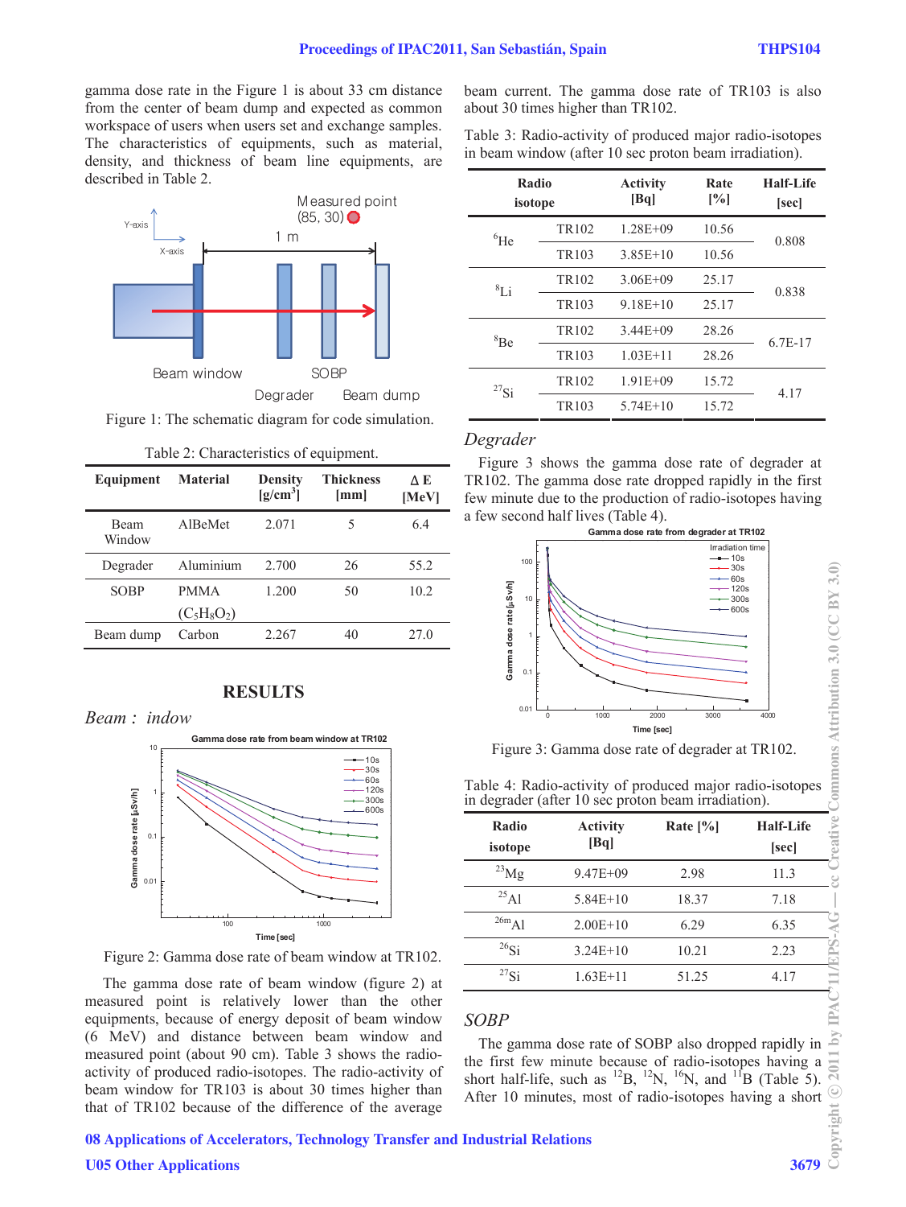gamma dose rate in the Figure 1 is about 33 cm distance from the center of beam dump and expected as common workspace of users when users set and exchange samples. The characteristics of equipments, such as material, density, and thickness of beam line equipments, are described in Table 2.

Figure 1: The schematic diagram for code simulation.

Table 2: Characteristics of equipment.

| Equipment | Material | Density [g/cm$^3$] | Thickness [mm] | Δ E [MeV] |
|---|---|---|---|---|
| Beam Window | AlBeMet | 2.071 | 5 | 6.4 |
| Degrader | Aluminium | 2.700 | 26 | 55.2 |
| SOBP | PMMA ($C_5H_8O_2$) | 1.200 | 50 | 10.2 |
| Beam dump | Carbon | 2.267 | 40 | 27.0 |

## RESULTS

### *Beam window*

Figure 2: Gamma dose rate of beam window at TR102.

The gamma dose rate of beam window (figure 2) at measured point is relatively lower than the other equipments, because of energy deposit of beam window (6 MeV) and distance between beam window and measured point (about 90 cm). Table 3 shows the radio-activity of produced radio-isotopes. The radio-activity of beam window for TR103 is about 30 times higher than that of TR102 because of the difference of the average beam current. The gamma dose rate of TR103 is also about 30 times higher than TR102.

Table 3: Radio-activity of produced major radio-isotopes in beam window (after 10 sec proton beam irradiation).

| Radio isotope | | Activity [Bq] | Rate [%] | Half-Life [sec] |
|---|---|---|---|---|
| $^{6}$He | TR102 | 1.28E+09 | 10.56 | 0.808 |
| | TR103 | 3.85E+10 | 10.56 | |
| $^{8}$Li | TR102 | 3.06E+09 | 25.17 | 0.838 |
| | TR103 | 9.18E+10 | 25.17 | |
| $^{8}$Be | TR102 | 3.44E+09 | 28.26 | 6.7E-17 |
| | TR103 | 1.03E+11 | 28.26 | |
| $^{27}$Si | TR102 | 1.91E+09 | 15.72 | 4.17 |
| | TR103 | 5.74E+10 | 15.72 | |

### *Degrader*

Figure 3 shows the gamma dose rate of degrader at TR102. The gamma dose rate dropped rapidly in the first few minute due to the production of radio-isotopes having a few second half lives (Table 4).

Figure 3: Gamma dose rate of degrader at TR102.

Table 4: Radio-activity of produced major radio-isotopes in degrader (after 10 sec proton beam irradiation).

| Radio isotope | Activity [Bq] | Rate [%] | Half-Life [sec] |
|---|---|---|---|
| $^{23}$Mg | 9.47E+09 | 2.98 | 11.3 |
| $^{25}$Al | 5.84E+10 | 18.37 | 7.18 |
| $^{26m}$Al | 2.00E+10 | 6.29 | 6.35 |
| $^{26}$Si | 3.24E+10 | 10.21 | 2.23 |
| $^{27}$Si | 1.63E+11 | 51.25 | 4.17 |

### *SOBP*

The gamma dose rate of SOBP also dropped rapidly in the first few minute because of radio-isotopes having a short half-life, such as $^{12}$B, $^{12}$N, $^{16}$N, and $^{11}$B (Table 5). After 10 minutes, most of radio-isotopes having a short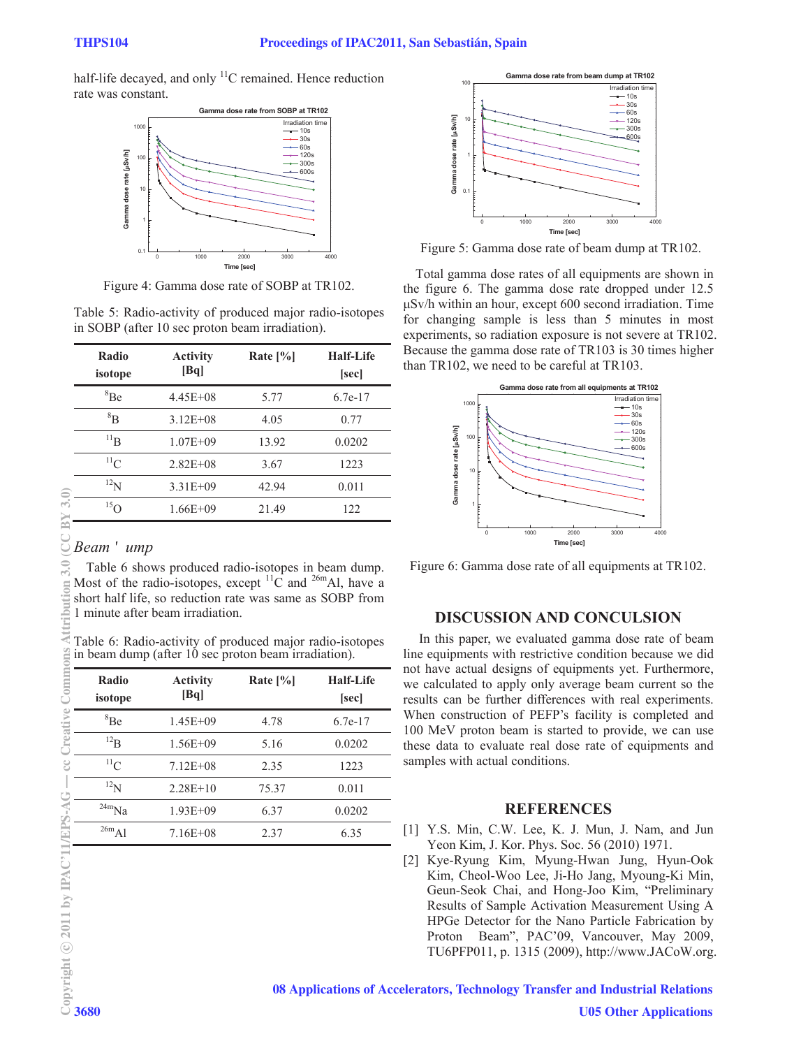half-life decayed, and only $^{11}C$ remained. Hence reduction rate was constant.

Gamma dose rate from SOBP at TR102

Irradiation time
10s
30s
60s
120s
300s
600s

Gamma dose rate [μSv/h]

1000
100
10
1
0.1

0
1000
2000
3000
4000

Time [sec]

Figure 4: Gamma dose rate of SOBP at TR102.

Table 5: Radio-activity of produced major radio-isotopes in SOBP (after 10 sec proton beam irradiation).

| Radio isotope | Activity [Bq] | Rate [%] | Half-Life [sec] |
|---|---|---|---|
| $^{8}Be$ | 4.45E+08 | 5.77 | 6.7e-17 |
| $^{8}B$ | 3.12E+08 | 4.05 | 0.77 |
| $^{11}B$ | 1.07E+09 | 13.92 | 0.0202 |
| $^{11}C$ | 2.82E+08 | 3.67 | 1223 |
| $^{12}N$ | 3.31E+09 | 42.94 | 0.011 |
| $^{15}O$ | 1.66E+09 | 21.49 | 122 |

### *Beam ' ump*

Table 6 shows produced radio-isotopes in beam dump. Most of the radio-isotopes, except $^{11}C$ and $^{26m}Al$, have a short half life, so reduction rate was same as SOBP from 1 minute after beam irradiation.

Table 6: Radio-activity of produced major radio-isotopes in beam dump (after 10 sec proton beam irradiation).

| Radio isotope | Activity [Bq] | Rate [%] | Half-Life [sec] |
|---|---|---|---|
| $^{8}Be$ | 1.45E+09 | 4.78 | 6.7e-17 |
| $^{12}B$ | 1.56E+09 | 5.16 | 0.0202 |
| $^{11}C$ | 7.12E+08 | 2.35 | 1223 |
| $^{12}N$ | 2.28E+10 | 75.37 | 0.011 |
| $^{24m}Na$ | 1.93E+09 | 6.37 | 0.0202 |
| $^{26m}Al$ | 7.16E+08 | 2.37 | 6.35 |

Gamma dose rate from beam dump at TR102

Irradiation time
10s
30s
60s
120s
300s
600s

Gamma dose rate [μSv/h]

100
10
1
0.1

0
1000
2000
3000
4000

Time [sec]

Figure 5: Gamma dose rate of beam dump at TR102.

Total gamma dose rates of all equipments are shown in the figure 6. The gamma dose rate dropped under 12.5 μSv/h within an hour, except 600 second irradiation. Time for changing sample is less than 5 minutes in most experiments, so radiation exposure is not severe at TR102. Because the gamma dose rate of TR103 is 30 times higher than TR102, we need to be careful at TR103.

Gamma dose rate from all equipments at TR102

Irradiation time
10s
30s
60s
120s
300s
600s

Gamma dose rate [μSv/h]

1000
100
10
1

0
1000
2000
3000
4000

Time [sec]

Figure 6: Gamma dose rate of all equipments at TR102.

## DISCUSSION AND CONCULSION

In this paper, we evaluated gamma dose rate of beam line equipments with restrictive condition because we did not have actual designs of equipments yet. Furthermore, we calculated to apply only average beam current so the results can be further differences with real experiments. When construction of PEFP's facility is completed and 100 MeV proton beam is started to provide, we can use these data to evaluate real dose rate of equipments and samples with actual conditions.

## REFERENCES

[1] Y.S. Min, C.W. Lee, K. J. Mun, J. Nam, and Jun Yeon Kim, J. Kor. Phys. Soc. 56 (2010) 1971.

[2] Kye-Ryung Kim, Myung-Hwan Jung, Hyun-Ook Kim, Cheol-Woo Lee, Ji-Ho Jang, Myoung-Ki Min, Geun-Seok Chai, and Hong-Joo Kim, "Preliminary Results of Sample Activation Measurement Using A HPGe Detector for the Nano Particle Fabrication by Proton Beam", PAC'09, Vancouver, May 2009, TU6PFP011, p. 1315 (2009), http://www.JACoW.org.